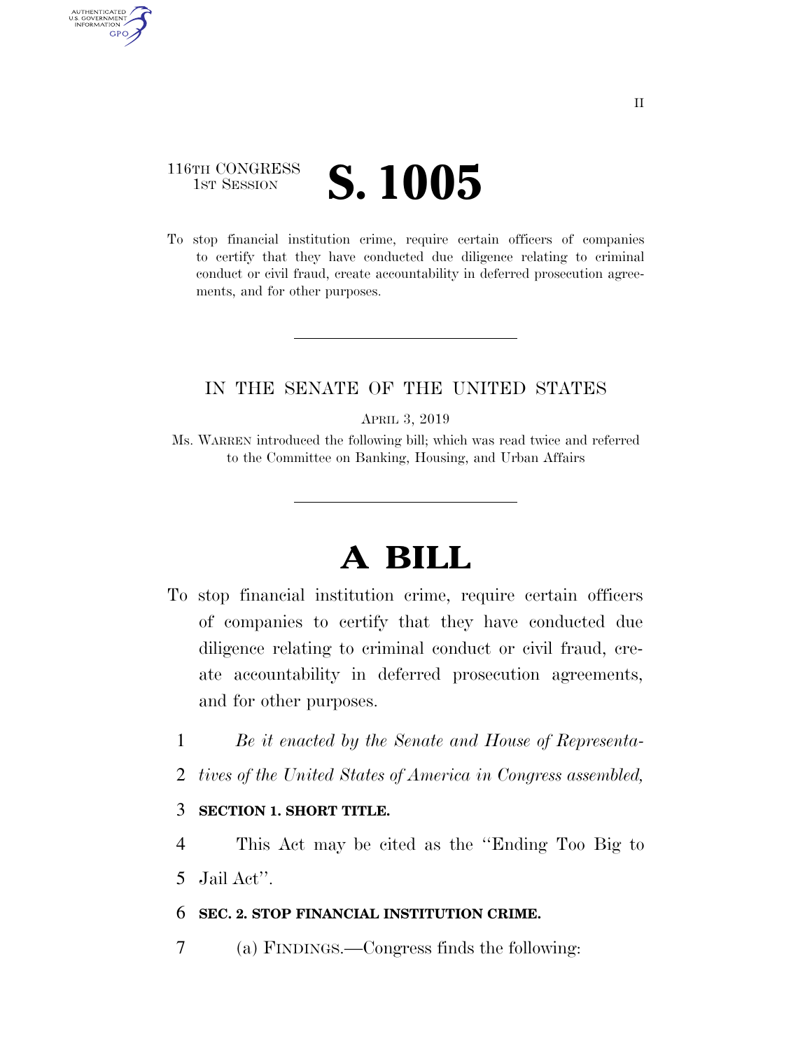116TH CONGRESS
1ST SESSION

# S. 1005

To stop financial institution crime, require certain officers of companies to certify that they have conducted due diligence relating to criminal conduct or civil fraud, create accountability in deferred prosecution agreements, and for other purposes.

IN THE SENATE OF THE UNITED STATES

APRIL 3, 2019

Ms. WARREN introduced the following bill; which was read twice and referred to the Committee on Banking, Housing, and Urban Affairs

# A BILL

To stop financial institution crime, require certain officers of companies to certify that they have conducted due diligence relating to criminal conduct or civil fraud, create accountability in deferred prosecution agreements, and for other purposes.

*Be it enacted by the Senate and House of Representatives of the United States of America in Congress assembled,*

**SECTION 1. SHORT TITLE.**

This Act may be cited as the ''Ending Too Big to Jail Act''.

**SEC. 2. STOP FINANCIAL INSTITUTION CRIME.**

(a) FINDINGS.—Congress finds the following: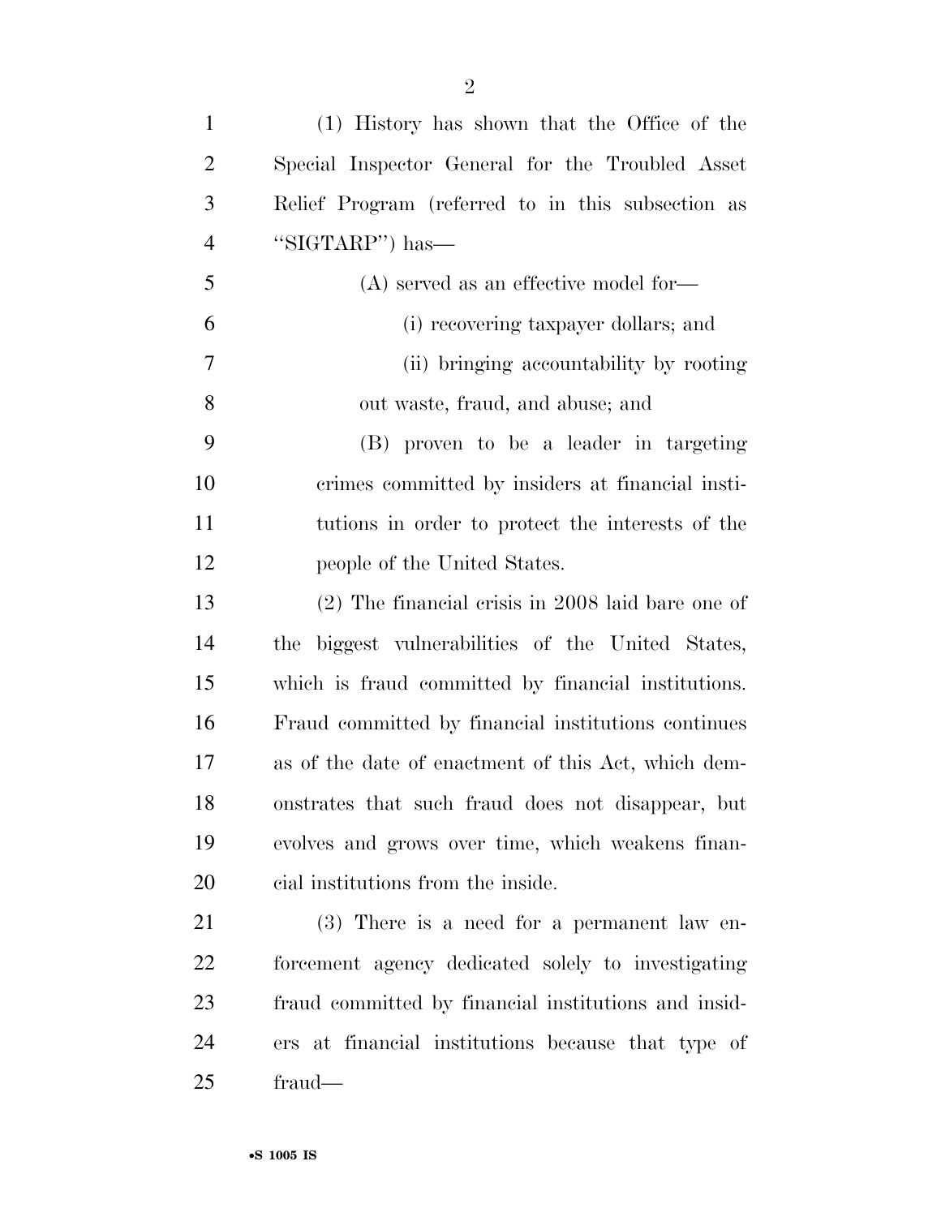(1) History has shown that the Office of the Special Inspector General for the Troubled Asset Relief Program (referred to in this subsection as "SIGTARP") has—

(A) served as an effective model for—

(i) recovering taxpayer dollars; and

(ii) bringing accountability by rooting out waste, fraud, and abuse; and

(B) proven to be a leader in targeting crimes committed by insiders at financial institutions in order to protect the interests of the people of the United States.

(2) The financial crisis in 2008 laid bare one of the biggest vulnerabilities of the United States, which is fraud committed by financial institutions. Fraud committed by financial institutions continues as of the date of enactment of this Act, which demonstrates that such fraud does not disappear, but evolves and grows over time, which weakens financial institutions from the inside.

(3) There is a need for a permanent law enforcement agency dedicated solely to investigating fraud committed by financial institutions and insiders at financial institutions because that type of fraud—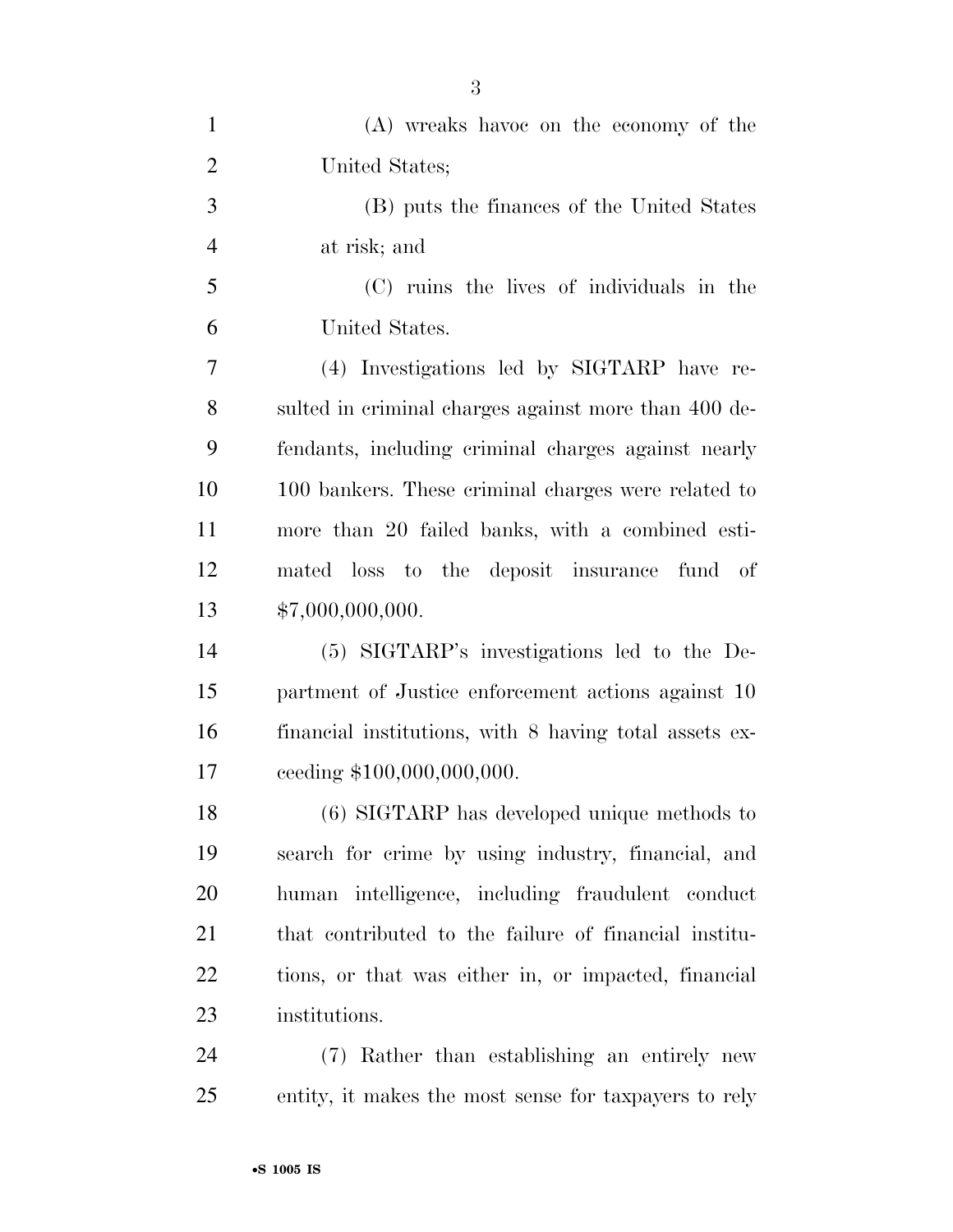(A) wreaks havoc on the economy of the United States;

(B) puts the finances of the United States at risk; and

(C) ruins the lives of individuals in the United States.

(4) Investigations led by SIGTARP have resulted in criminal charges against more than 400 defendants, including criminal charges against nearly 100 bankers. These criminal charges were related to more than 20 failed banks, with a combined estimated loss to the deposit insurance fund of $7,000,000,000.

(5) SIGTARP's investigations led to the Department of Justice enforcement actions against 10 financial institutions, with 8 having total assets exceeding $100,000,000,000.

(6) SIGTARP has developed unique methods to search for crime by using industry, financial, and human intelligence, including fraudulent conduct that contributed to the failure of financial institutions, or that was either in, or impacted, financial institutions.

(7) Rather than establishing an entirely new entity, it makes the most sense for taxpayers to rely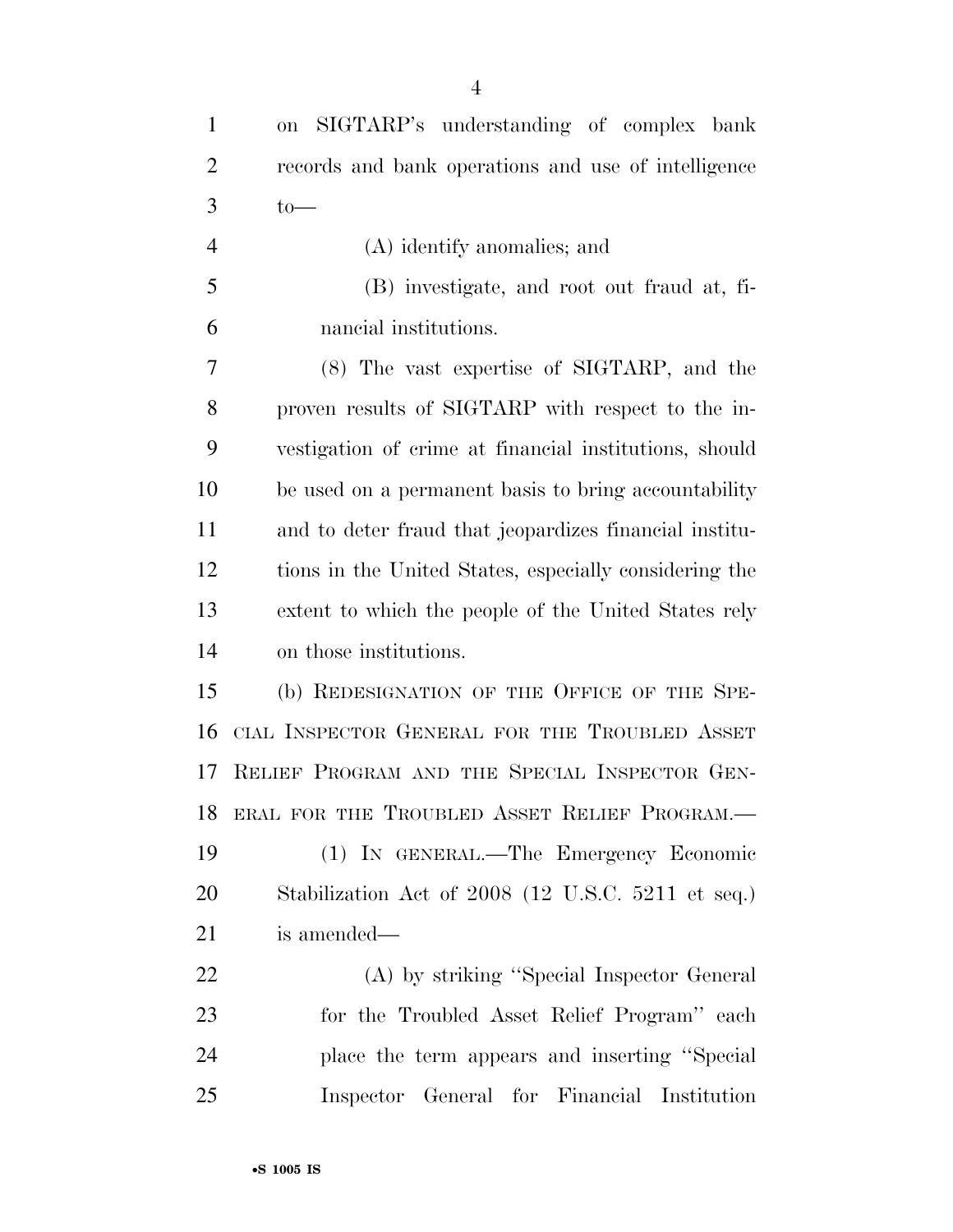on SIGTARP's understanding of complex bank records and bank operations and use of intelligence to—

(A) identify anomalies; and

(B) investigate, and root out fraud at, financial institutions.

(8) The vast expertise of SIGTARP, and the proven results of SIGTARP with respect to the investigation of crime at financial institutions, should be used on a permanent basis to bring accountability and to deter fraud that jeopardizes financial institutions in the United States, especially considering the extent to which the people of the United States rely on those institutions.

(b) REDESIGNATION OF THE OFFICE OF THE SPECIAL INSPECTOR GENERAL FOR THE TROUBLED ASSET RELIEF PROGRAM AND THE SPECIAL INSPECTOR GENERAL FOR THE TROUBLED ASSET RELIEF PROGRAM.—

(1) IN GENERAL.—The Emergency Economic Stabilization Act of 2008 (12 U.S.C. 5211 et seq.) is amended—

(A) by striking ''Special Inspector General for the Troubled Asset Relief Program'' each place the term appears and inserting ''Special Inspector General for Financial Institution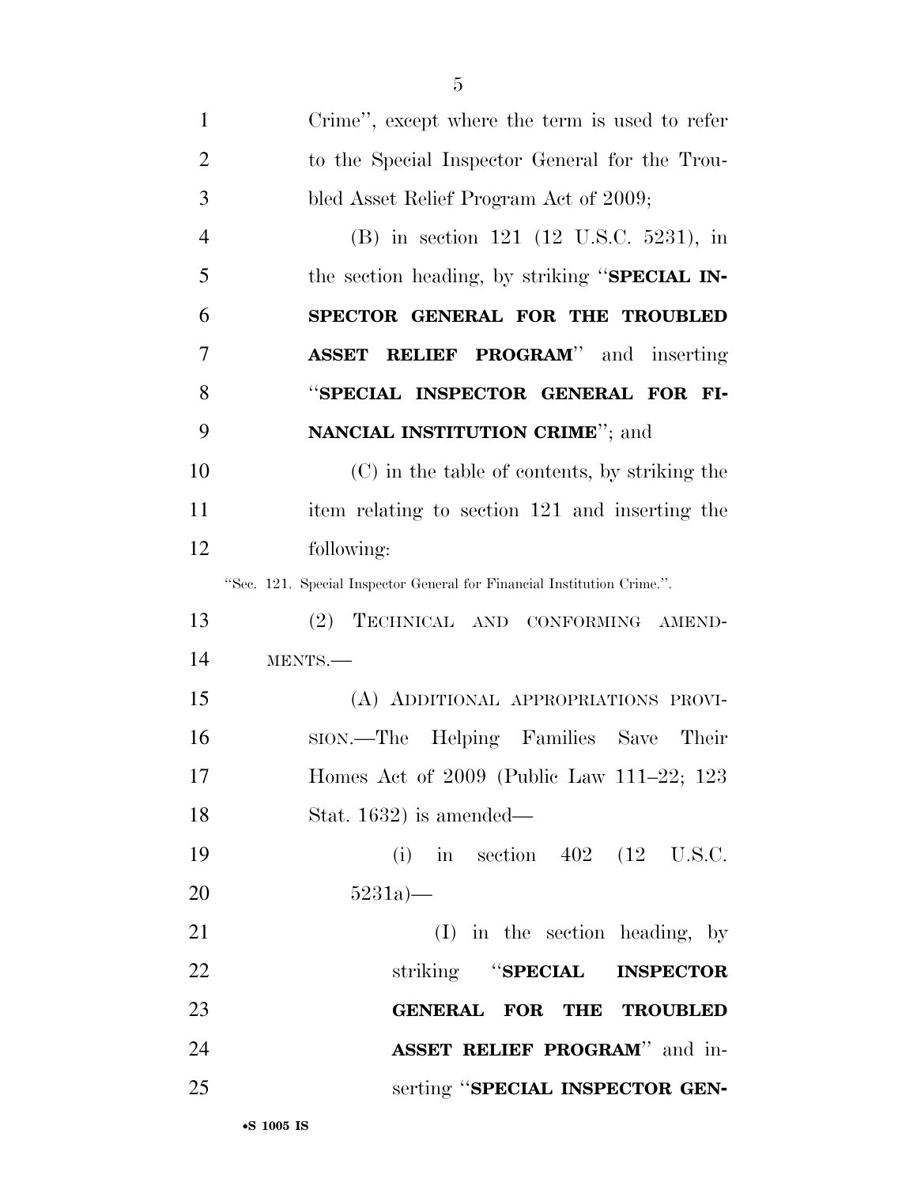Crime", except where the term is used to refer to the Special Inspector General for the Troubled Asset Relief Program Act of 2009;

(B) in section 121 (12 U.S.C. 5231), in the section heading, by striking "**SPECIAL INSPECTOR GENERAL FOR THE TROUBLED ASSET RELIEF PROGRAM**" and inserting "**SPECIAL INSPECTOR GENERAL FOR FINANCIAL INSTITUTION CRIME**"; and

(C) in the table of contents, by striking the item relating to section 121 and inserting the following:

"Sec. 121. Special Inspector General for Financial Institution Crime.".

(2) TECHNICAL AND CONFORMING AMENDMENTS.—

(A) ADDITIONAL APPROPRIATIONS PROVISION.—The Helping Families Save Their Homes Act of 2009 (Public Law 111–22; 123 Stat. 1632) is amended—

(i) in section 402 (12 U.S.C. 5231a)—

(I) in the section heading, by striking "**SPECIAL INSPECTOR GENERAL FOR THE TROUBLED ASSET RELIEF PROGRAM**" and inserting "**SPECIAL INSPECTOR GEN-**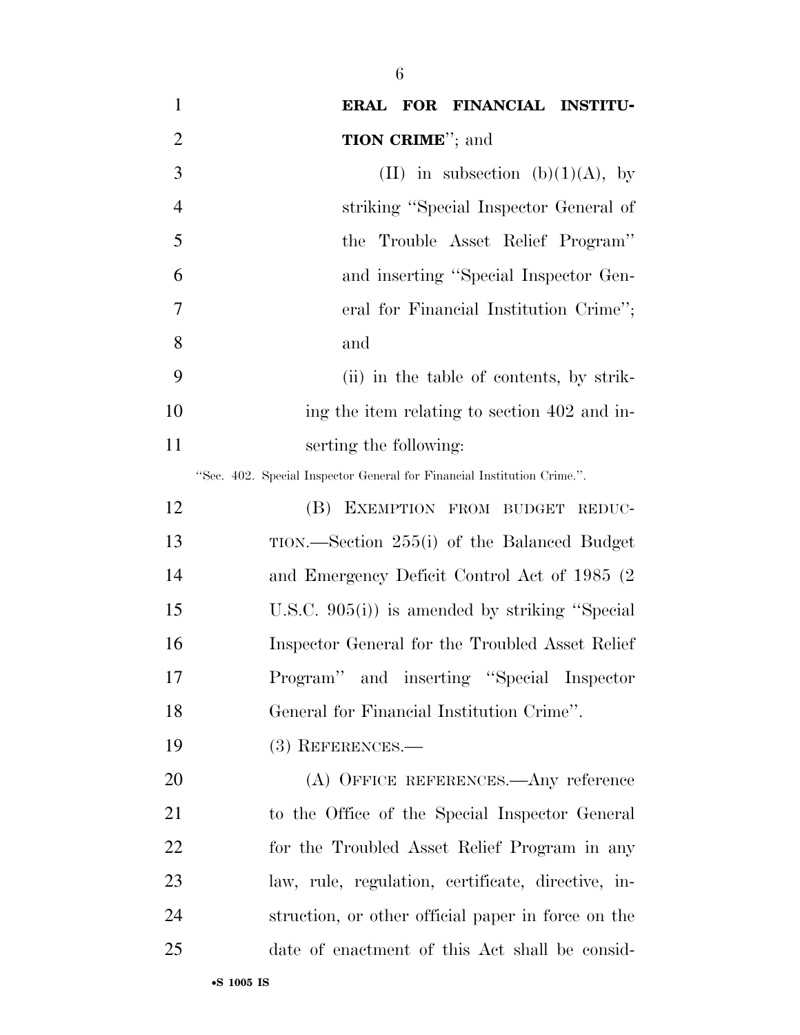**ERAL FOR FINANCIAL INSTITUTION CRIME**''; and

(II) in subsection (b)(1)(A), by striking ''Special Inspector General of the Trouble Asset Relief Program'' and inserting ''Special Inspector General for Financial Institution Crime''; and

(ii) in the table of contents, by striking the item relating to section 402 and inserting the following:

''Sec. 402. Special Inspector General for Financial Institution Crime.''.

(B) EXEMPTION FROM BUDGET REDUCTION.—Section 255(i) of the Balanced Budget and Emergency Deficit Control Act of 1985 (2 U.S.C. 905(i)) is amended by striking ''Special Inspector General for the Troubled Asset Relief Program'' and inserting ''Special Inspector General for Financial Institution Crime''.

(3) REFERENCES.—

(A) OFFICE REFERENCES.—Any reference to the Office of the Special Inspector General for the Troubled Asset Relief Program in any law, rule, regulation, certificate, directive, instruction, or other official paper in force on the date of enactment of this Act shall be consid-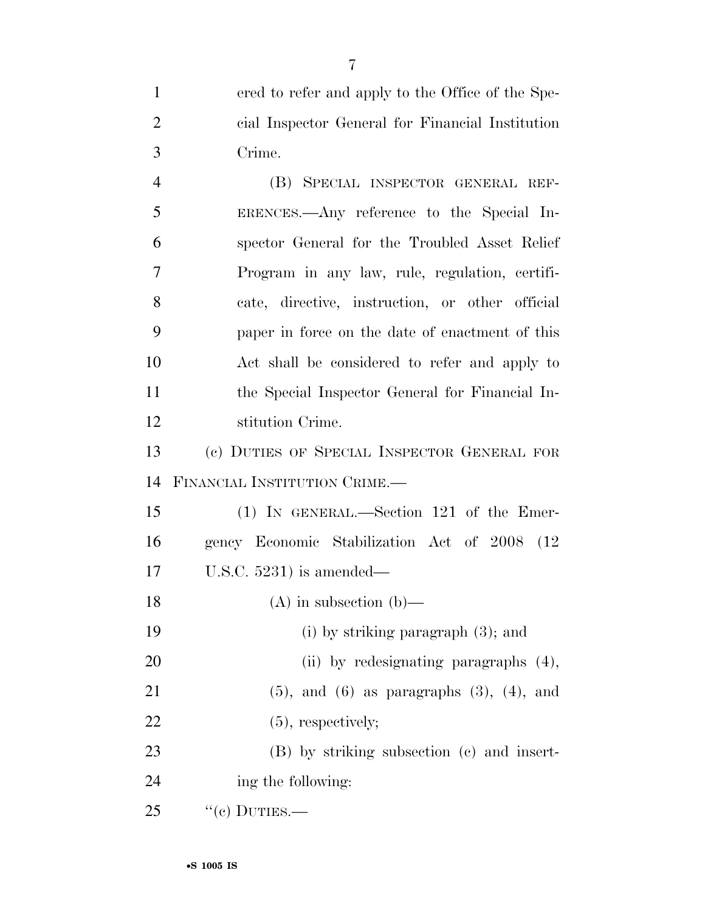ered to refer and apply to the Office of the Special Inspector General for Financial Institution Crime.

(B) SPECIAL INSPECTOR GENERAL REFERENCES.—Any reference to the Special Inspector General for the Troubled Asset Relief Program in any law, rule, regulation, certificate, directive, instruction, or other official paper in force on the date of enactment of this Act shall be considered to refer and apply to the Special Inspector General for Financial Institution Crime.

(c) DUTIES OF SPECIAL INSPECTOR GENERAL FOR FINANCIAL INSTITUTION CRIME.—

(1) IN GENERAL.—Section 121 of the Emergency Economic Stabilization Act of 2008 (12 U.S.C. 5231) is amended—

(A) in subsection (b)—

(i) by striking paragraph (3); and

(ii) by redesignating paragraphs (4), (5), and (6) as paragraphs (3), (4), and (5), respectively;

(B) by striking subsection (c) and inserting the following:

''(c) DUTIES.—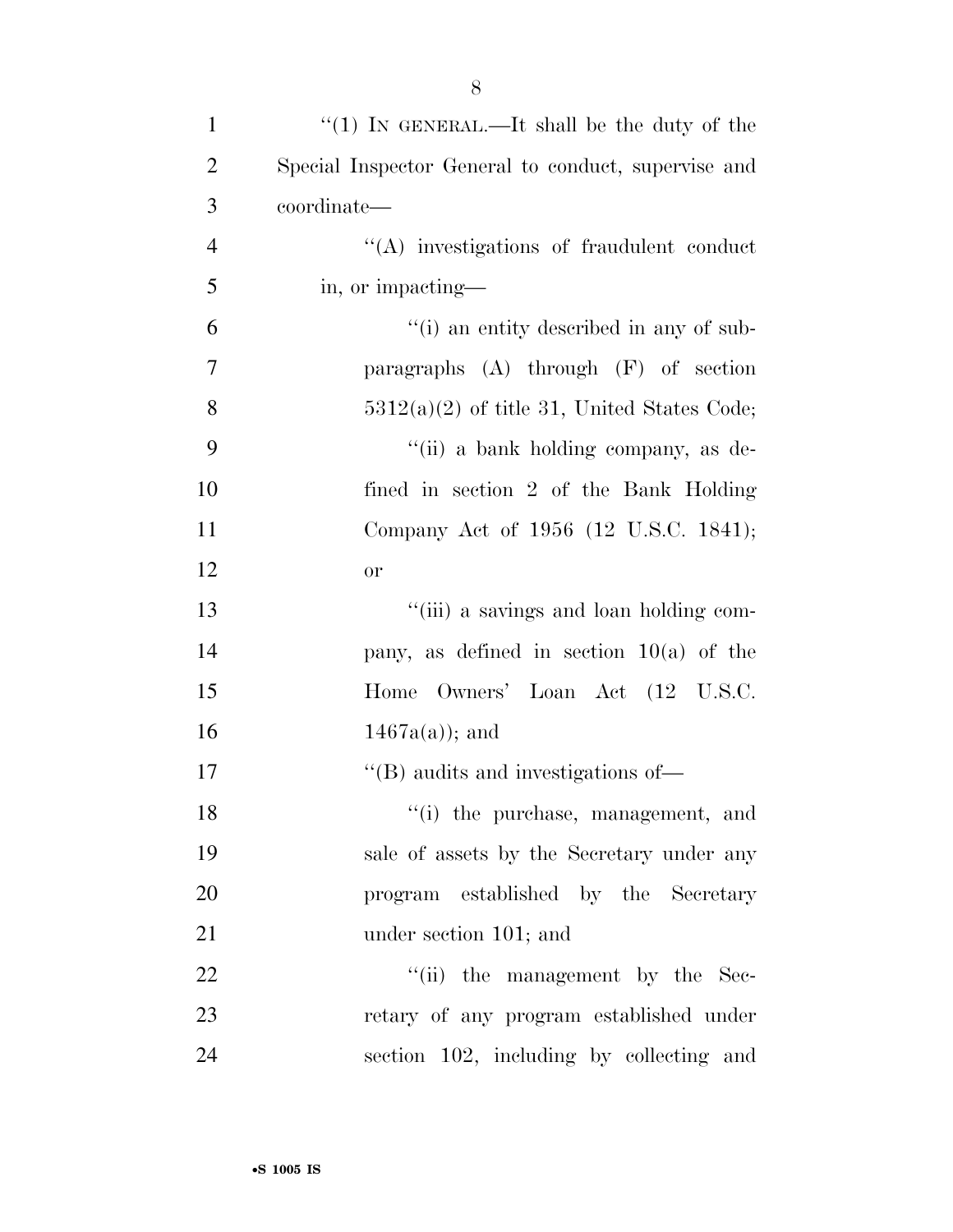"(1) IN GENERAL.—It shall be the duty of the Special Inspector General to conduct, supervise and coordinate—

"(A) investigations of fraudulent conduct in, or impacting—

"(i) an entity described in any of subparagraphs (A) through (F) of section 5312(a)(2) of title 31, United States Code;

"(ii) a bank holding company, as defined in section 2 of the Bank Holding Company Act of 1956 (12 U.S.C. 1841); or

"(iii) a savings and loan holding company, as defined in section 10(a) of the Home Owners' Loan Act (12 U.S.C. 1467a(a)); and

"(B) audits and investigations of—

"(i) the purchase, management, and sale of assets by the Secretary under any program established by the Secretary under section 101; and

"(ii) the management by the Secretary of any program established under section 102, including by collecting and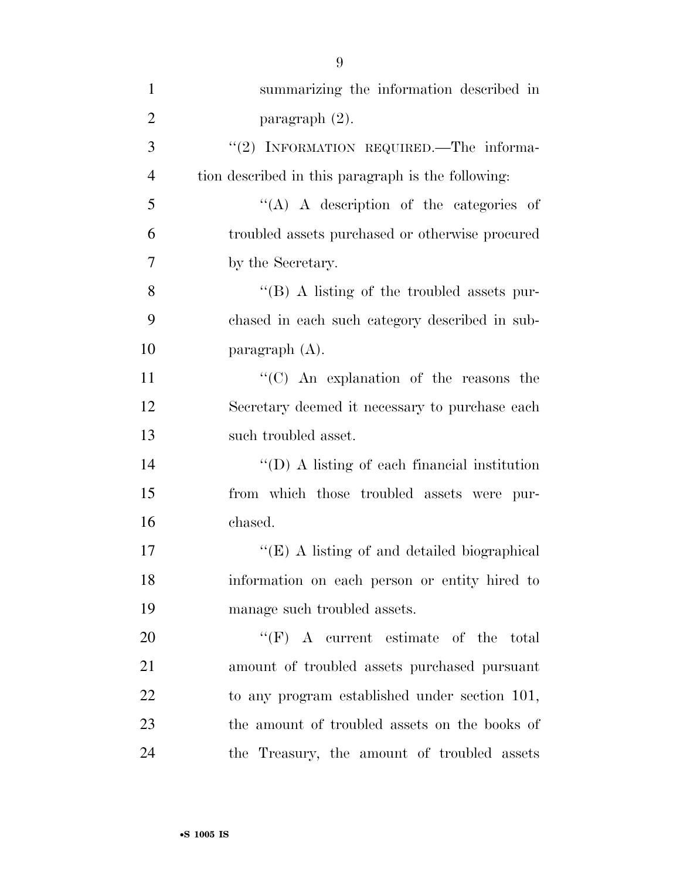summarizing the information described in paragraph (2).

"(2) INFORMATION REQUIRED.—The information described in this paragraph is the following:

"(A) A description of the categories of troubled assets purchased or otherwise procured by the Secretary.

"(B) A listing of the troubled assets purchased in each such category described in subparagraph (A).

"(C) An explanation of the reasons the Secretary deemed it necessary to purchase each such troubled asset.

"(D) A listing of each financial institution from which those troubled assets were purchased.

"(E) A listing of and detailed biographical information on each person or entity hired to manage such troubled assets.

"(F) A current estimate of the total amount of troubled assets purchased pursuant to any program established under section 101, the amount of troubled assets on the books of the Treasury, the amount of troubled assets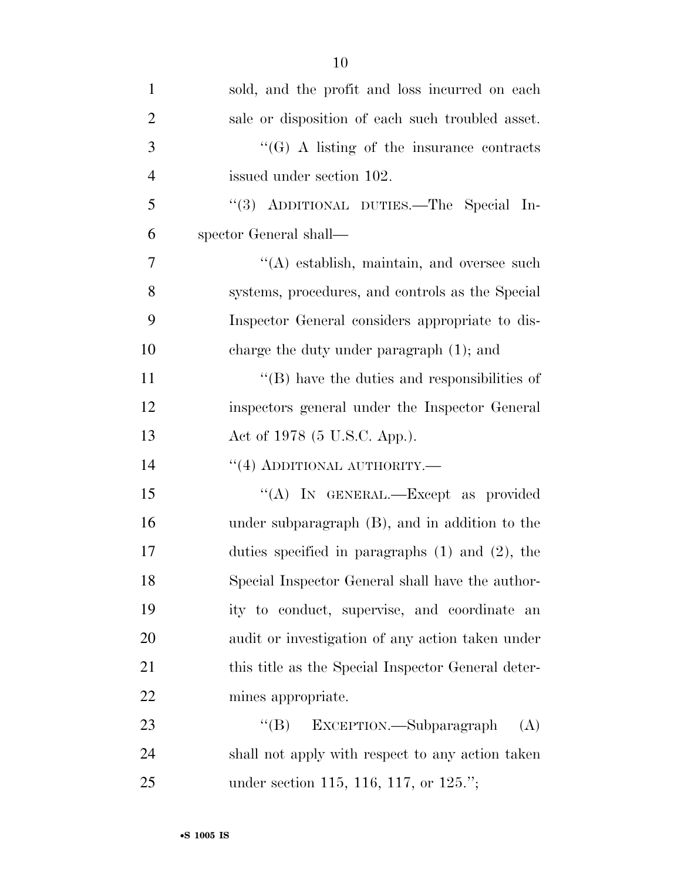sold, and the profit and loss incurred on each sale or disposition of each such troubled asset.

"(G) A listing of the insurance contracts issued under section 102.

"(3) ADDITIONAL DUTIES.—The Special Inspector General shall—

"(A) establish, maintain, and oversee such systems, procedures, and controls as the Special Inspector General considers appropriate to discharge the duty under paragraph (1); and

"(B) have the duties and responsibilities of inspectors general under the Inspector General Act of 1978 (5 U.S.C. App.).

"(4) ADDITIONAL AUTHORITY.—

"(A) IN GENERAL.—Except as provided under subparagraph (B), and in addition to the duties specified in paragraphs (1) and (2), the Special Inspector General shall have the authority to conduct, supervise, and coordinate an audit or investigation of any action taken under this title as the Special Inspector General determines appropriate.

"(B) EXCEPTION.—Subparagraph (A) shall not apply with respect to any action taken under section 115, 116, 117, or 125.";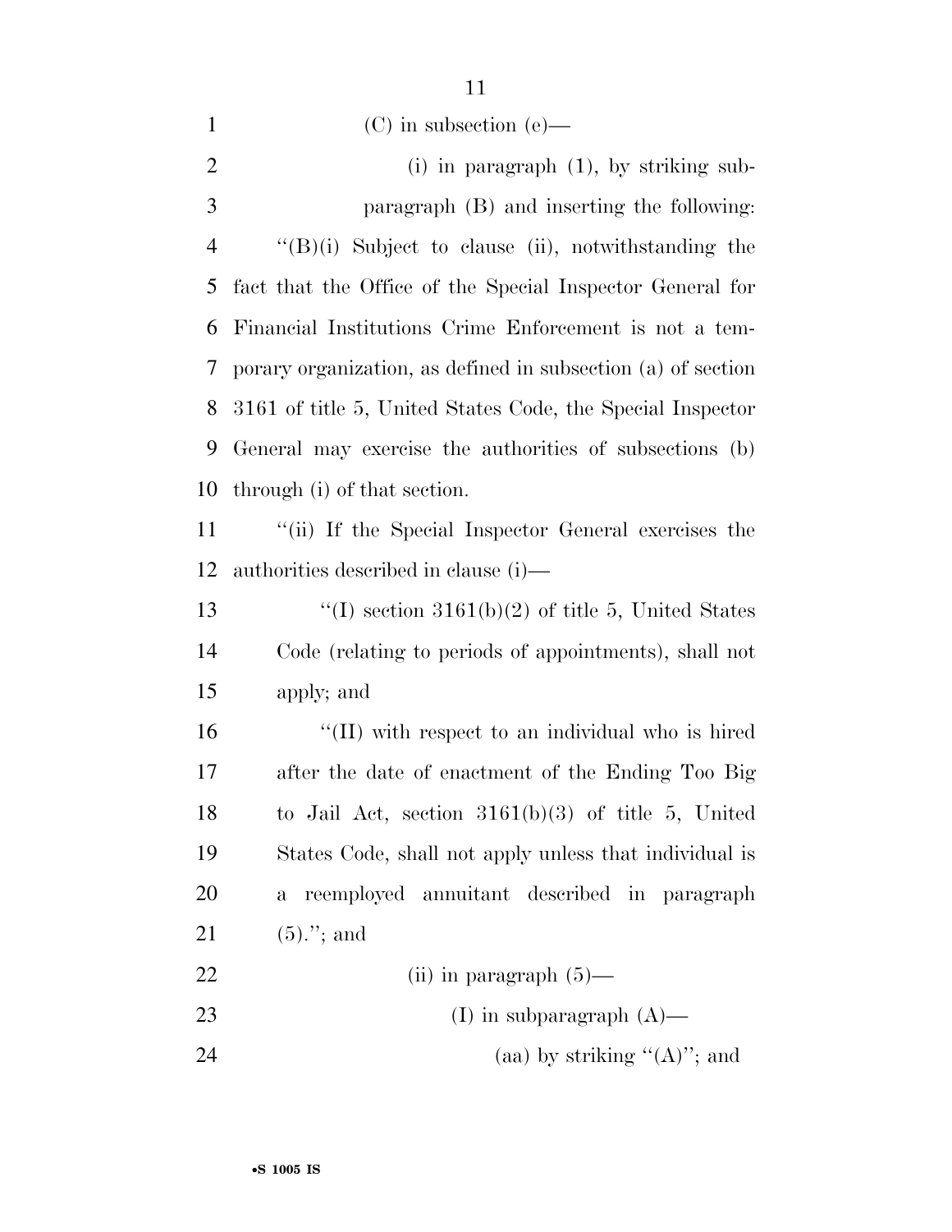(C) in subsection (e)—

(i) in paragraph (1), by striking subparagraph (B) and inserting the following:

"(B)(i) Subject to clause (ii), notwithstanding the fact that the Office of the Special Inspector General for Financial Institutions Crime Enforcement is not a temporary organization, as defined in subsection (a) of section 3161 of title 5, United States Code, the Special Inspector General may exercise the authorities of subsections (b) through (i) of that section.

"(ii) If the Special Inspector General exercises the authorities described in clause (i)—

"(I) section 3161(b)(2) of title 5, United States Code (relating to periods of appointments), shall not apply; and

"(II) with respect to an individual who is hired after the date of enactment of the Ending Too Big to Jail Act, section 3161(b)(3) of title 5, United States Code, shall not apply unless that individual is a reemployed annuitant described in paragraph (5)."; and

(ii) in paragraph (5)—

(I) in subparagraph (A)—

(aa) by striking "(A)"; and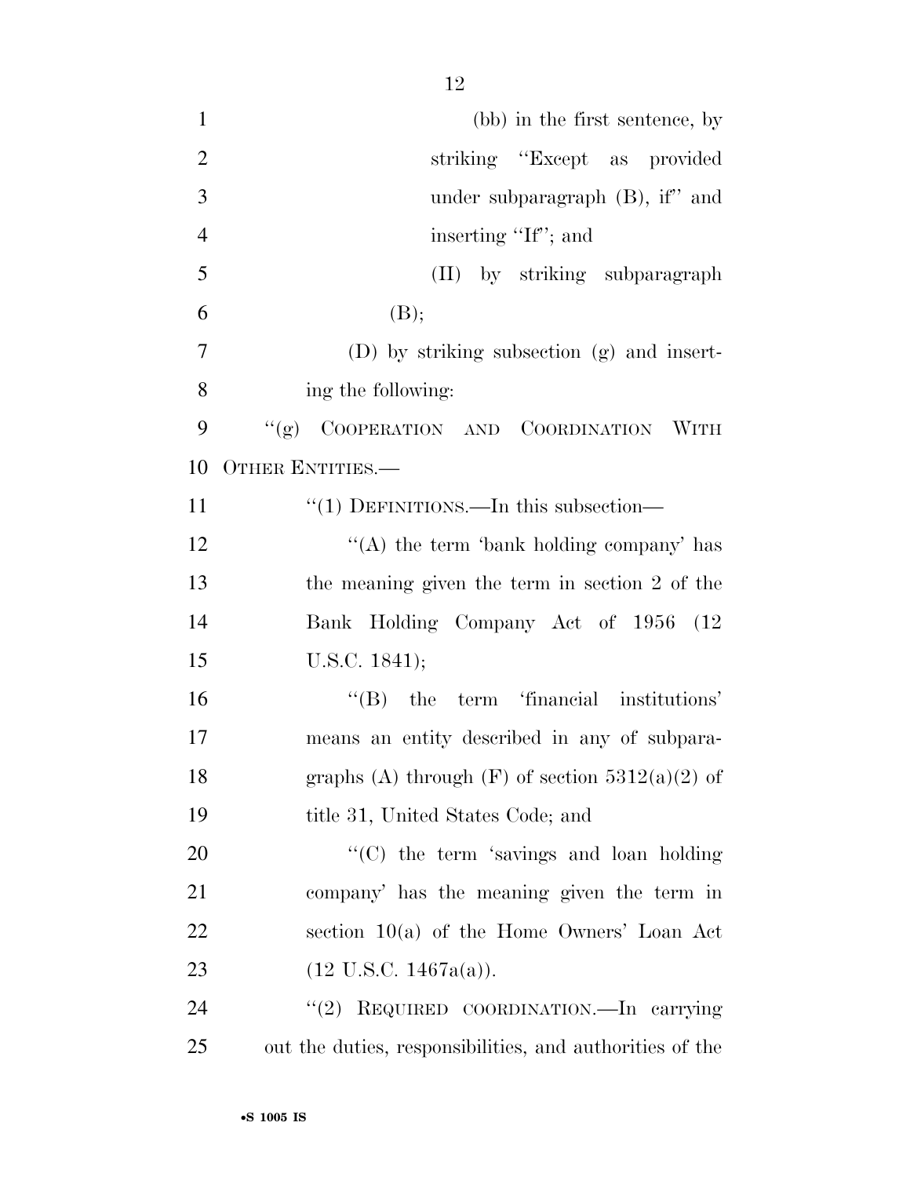(bb) in the first sentence, by striking ''Except as provided under subparagraph (B), if'' and inserting ''If''; and

(II) by striking subparagraph (B);

(D) by striking subsection (g) and inserting the following:

''(g) COOPERATION AND COORDINATION WITH OTHER ENTITIES.—

''(1) DEFINITIONS.—In this subsection—

''(A) the term 'bank holding company' has the meaning given the term in section 2 of the Bank Holding Company Act of 1956 (12 U.S.C. 1841);

''(B) the term 'financial institutions' means an entity described in any of subparagraphs (A) through (F) of section 5312(a)(2) of title 31, United States Code; and

''(C) the term 'savings and loan holding company' has the meaning given the term in section 10(a) of the Home Owners' Loan Act (12 U.S.C. 1467a(a)).

''(2) REQUIRED COORDINATION.—In carrying out the duties, responsibilities, and authorities of the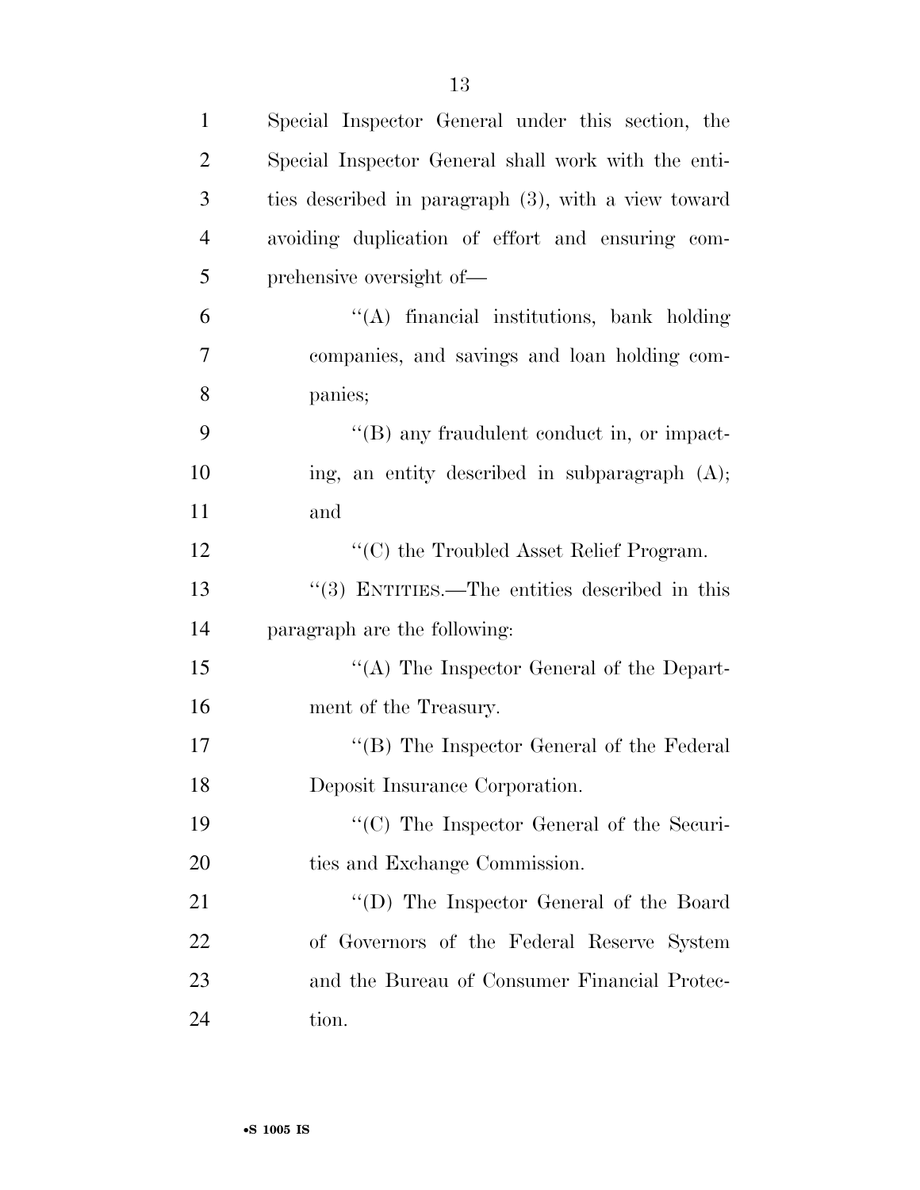Special Inspector General under this section, the Special Inspector General shall work with the entities described in paragraph (3), with a view toward avoiding duplication of effort and ensuring comprehensive oversight of—

"(A) financial institutions, bank holding companies, and savings and loan holding companies;

"(B) any fraudulent conduct in, or impacting, an entity described in subparagraph (A); and

"(C) the Troubled Asset Relief Program.

"(3) ENTITIES.—The entities described in this paragraph are the following:

"(A) The Inspector General of the Department of the Treasury.

"(B) The Inspector General of the Federal Deposit Insurance Corporation.

"(C) The Inspector General of the Securities and Exchange Commission.

"(D) The Inspector General of the Board of Governors of the Federal Reserve System and the Bureau of Consumer Financial Protection.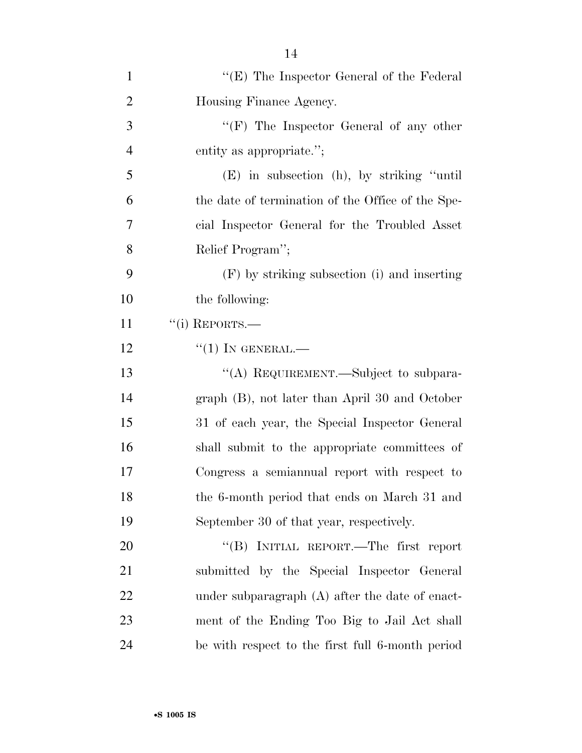''(E) The Inspector General of the Federal Housing Finance Agency.

''(F) The Inspector General of any other entity as appropriate.'';

(E) in subsection (h), by striking ''until the date of termination of the Office of the Special Inspector General for the Troubled Asset Relief Program'';

(F) by striking subsection (i) and inserting the following:

''(i) REPORTS.—

''(1) IN GENERAL.—

''(A) REQUIREMENT.—Subject to subparagraph (B), not later than April 30 and October 31 of each year, the Special Inspector General shall submit to the appropriate committees of Congress a semiannual report with respect to the 6-month period that ends on March 31 and September 30 of that year, respectively.

''(B) INITIAL REPORT.—The first report submitted by the Special Inspector General under subparagraph (A) after the date of enactment of the Ending Too Big to Jail Act shall be with respect to the first full 6-month period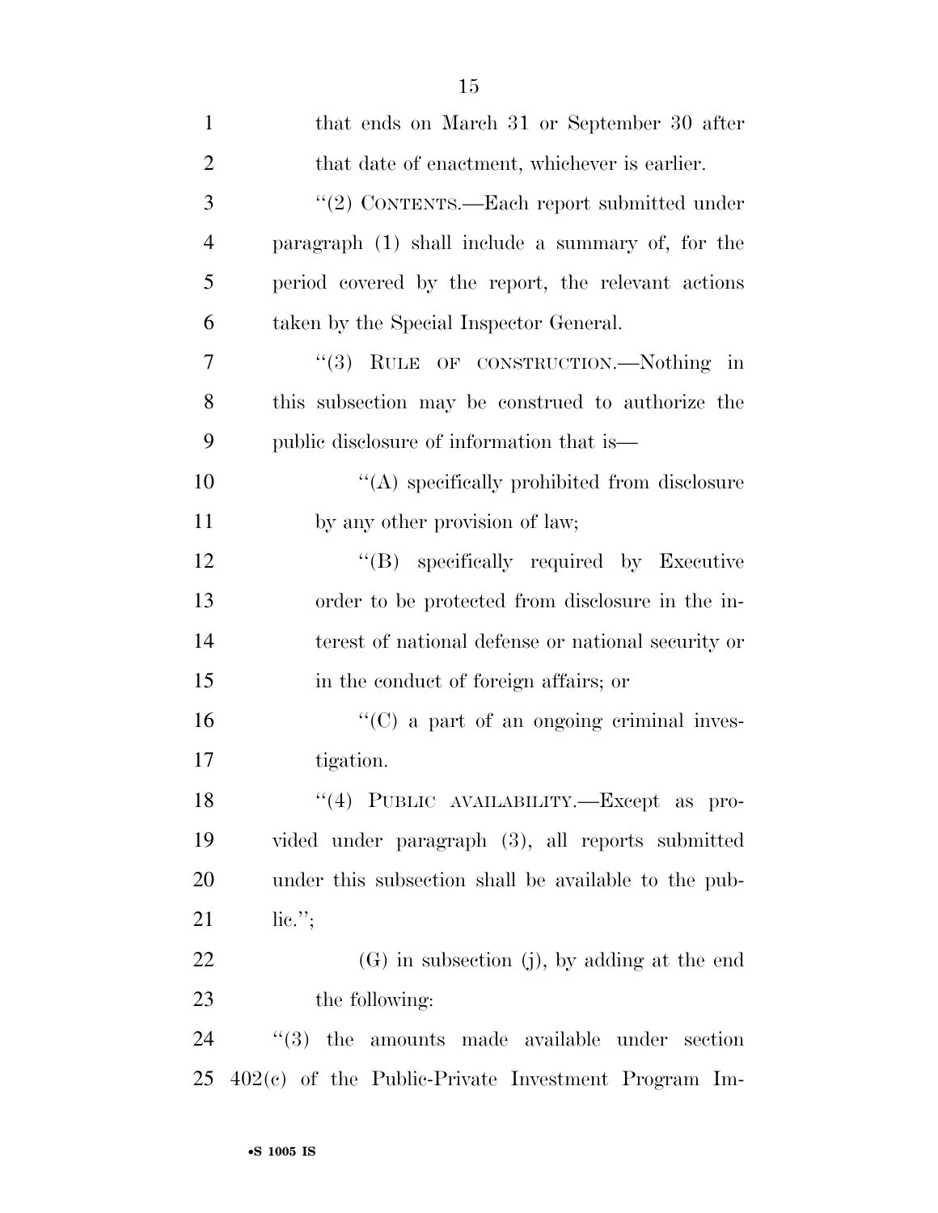that ends on March 31 or September 30 after that date of enactment, whichever is earlier.

"(2) CONTENTS.—Each report submitted under paragraph (1) shall include a summary of, for the period covered by the report, the relevant actions taken by the Special Inspector General.

"(3) RULE OF CONSTRUCTION.—Nothing in this subsection may be construed to authorize the public disclosure of information that is—

"(A) specifically prohibited from disclosure by any other provision of law;

"(B) specifically required by Executive order to be protected from disclosure in the interest of national defense or national security or in the conduct of foreign affairs; or

"(C) a part of an ongoing criminal investigation.

"(4) PUBLIC AVAILABILITY.—Except as provided under paragraph (3), all reports submitted under this subsection shall be available to the public.";

(G) in subsection (j), by adding at the end the following:

"(3) the amounts made available under section 402(c) of the Public-Private Investment Program Im-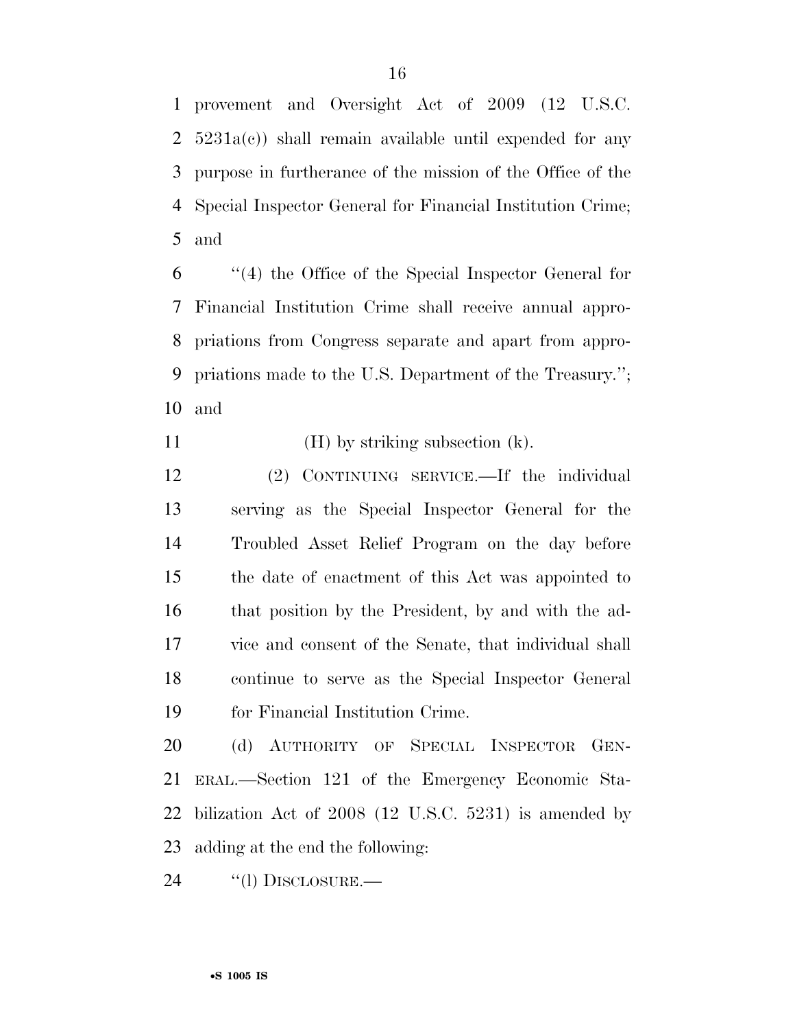provement and Oversight Act of 2009 (12 U.S.C. 5231a(c)) shall remain available until expended for any purpose in furtherance of the mission of the Office of the Special Inspector General for Financial Institution Crime; and

"(4) the Office of the Special Inspector General for Financial Institution Crime shall receive annual appropriations from Congress separate and apart from appropriations made to the U.S. Department of the Treasury."; and

(H) by striking subsection (k).

(2) CONTINUING SERVICE.—If the individual serving as the Special Inspector General for the Troubled Asset Relief Program on the day before the date of enactment of this Act was appointed to that position by the President, by and with the advice and consent of the Senate, that individual shall continue to serve as the Special Inspector General for Financial Institution Crime.

(d) AUTHORITY OF SPECIAL INSPECTOR GENERAL.—Section 121 of the Emergency Economic Stabilization Act of 2008 (12 U.S.C. 5231) is amended by adding at the end the following:

"(l) DISCLOSURE.—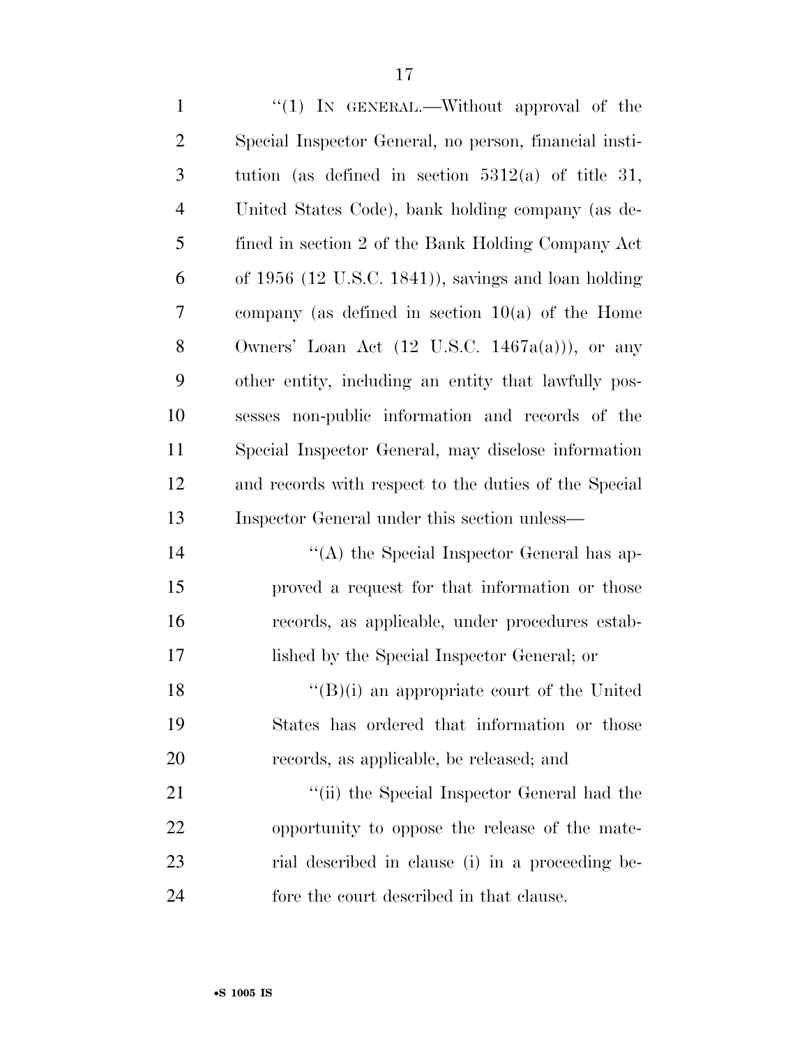"(1) IN GENERAL.—Without approval of the Special Inspector General, no person, financial institution (as defined in section 5312(a) of title 31, United States Code), bank holding company (as defined in section 2 of the Bank Holding Company Act of 1956 (12 U.S.C. 1841)), savings and loan holding company (as defined in section 10(a) of the Home Owners' Loan Act (12 U.S.C. 1467a(a))), or any other entity, including an entity that lawfully possesses non-public information and records of the Special Inspector General, may disclose information and records with respect to the duties of the Special Inspector General under this section unless—

"(A) the Special Inspector General has approved a request for that information or those records, as applicable, under procedures established by the Special Inspector General; or

"(B)(i) an appropriate court of the United States has ordered that information or those records, as applicable, be released; and

"(ii) the Special Inspector General had the opportunity to oppose the release of the material described in clause (i) in a proceeding before the court described in that clause.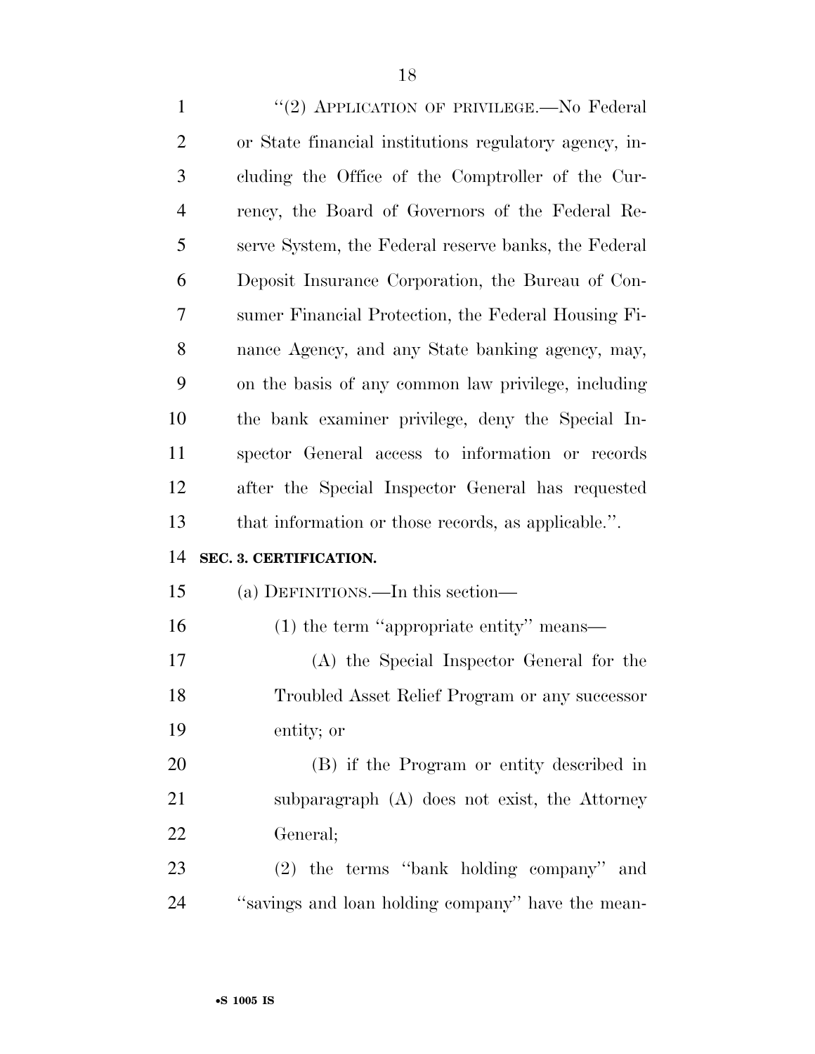"(2) APPLICATION OF PRIVILEGE.—No Federal or State financial institutions regulatory agency, including the Office of the Comptroller of the Currency, the Board of Governors of the Federal Reserve System, the Federal reserve banks, the Federal Deposit Insurance Corporation, the Bureau of Consumer Financial Protection, the Federal Housing Finance Agency, and any State banking agency, may, on the basis of any common law privilege, including the bank examiner privilege, deny the Special Inspector General access to information or records after the Special Inspector General has requested that information or those records, as applicable.".

**SEC. 3. CERTIFICATION.**

(a) DEFINITIONS.—In this section—

(1) the term "appropriate entity" means—

(A) the Special Inspector General for the Troubled Asset Relief Program or any successor entity; or

(B) if the Program or entity described in subparagraph (A) does not exist, the Attorney General;

(2) the terms "bank holding company" and "savings and loan holding company" have the mean-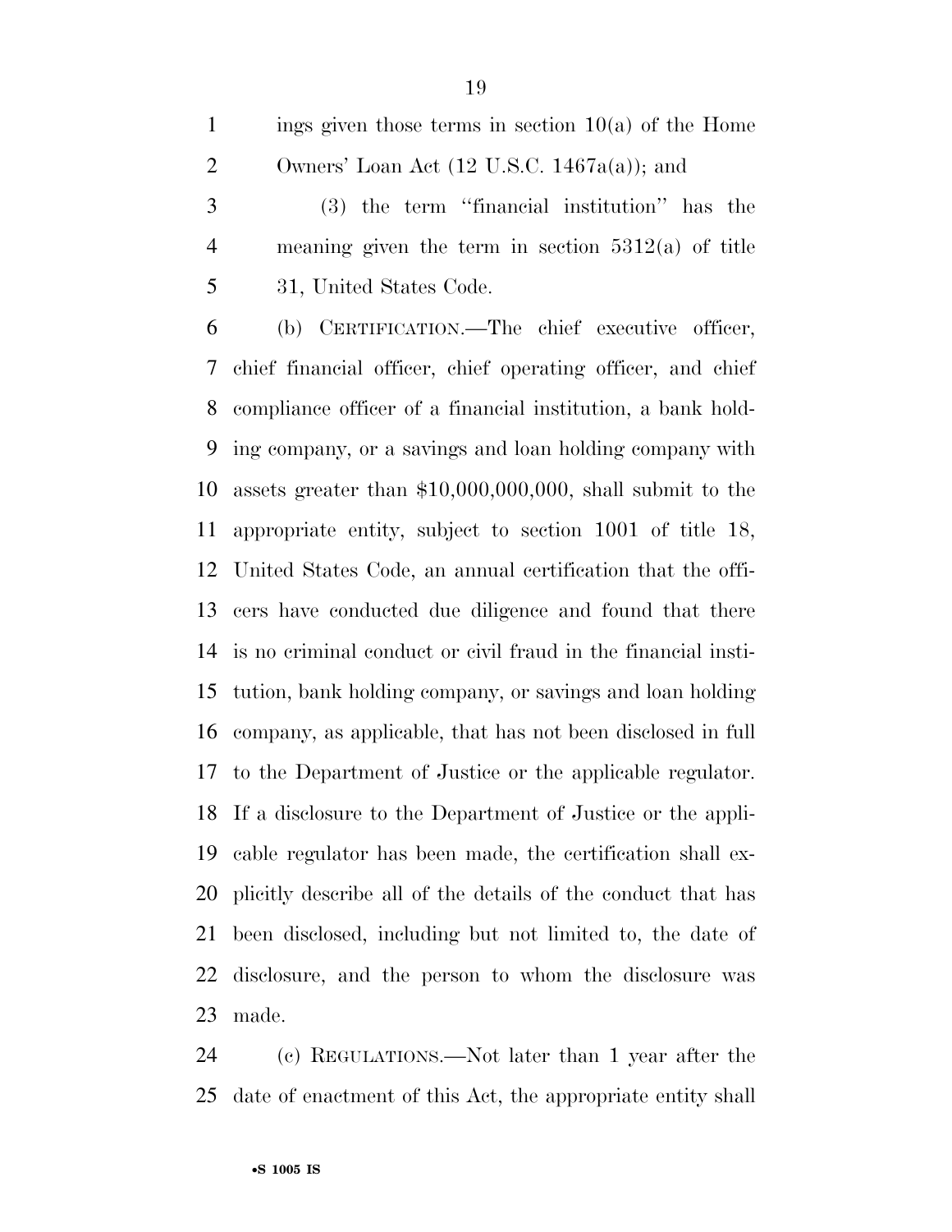ings given those terms in section 10(a) of the Home Owners' Loan Act (12 U.S.C. 1467a(a)); and

(3) the term ''financial institution'' has the meaning given the term in section 5312(a) of title 31, United States Code.

(b) CERTIFICATION.—The chief executive officer, chief financial officer, chief operating officer, and chief compliance officer of a financial institution, a bank holding company, or a savings and loan holding company with assets greater than $10,000,000,000, shall submit to the appropriate entity, subject to section 1001 of title 18, United States Code, an annual certification that the officers have conducted due diligence and found that there is no criminal conduct or civil fraud in the financial institution, bank holding company, or savings and loan holding company, as applicable, that has not been disclosed in full to the Department of Justice or the applicable regulator. If a disclosure to the Department of Justice or the applicable regulator has been made, the certification shall explicitly describe all of the details of the conduct that has been disclosed, including but not limited to, the date of disclosure, and the person to whom the disclosure was made.

(c) REGULATIONS.—Not later than 1 year after the date of enactment of this Act, the appropriate entity shall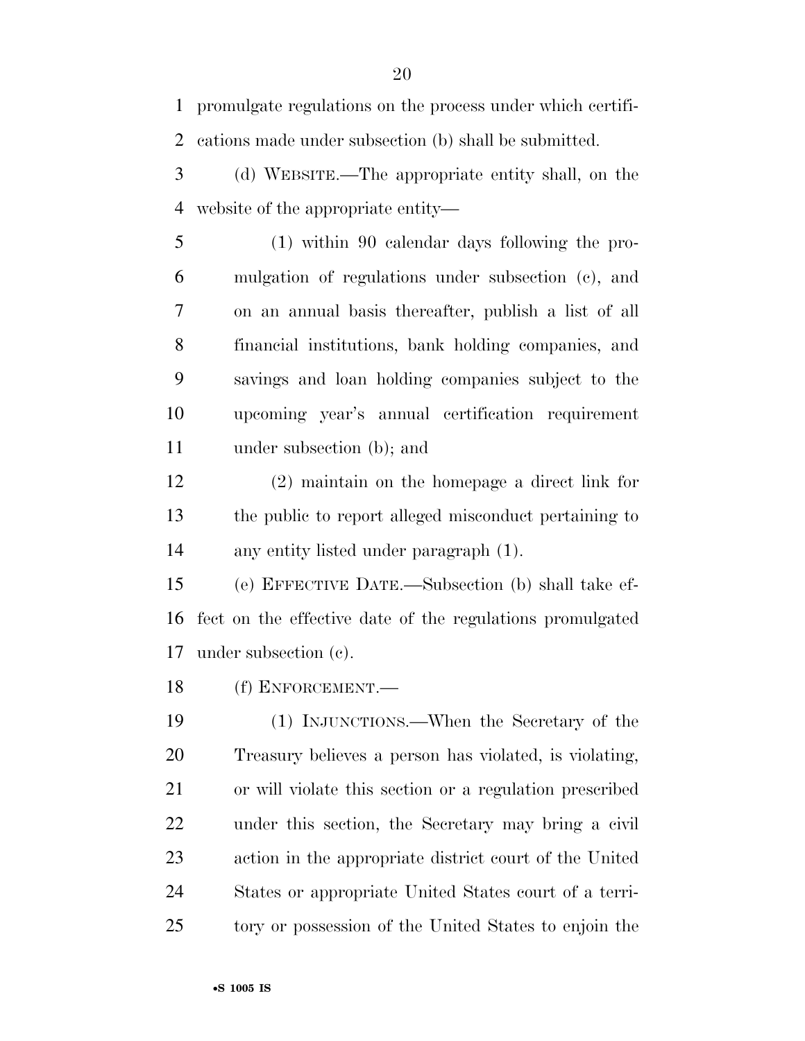promulgate regulations on the process under which certifications made under subsection (b) shall be submitted.

(d) WEBSITE.—The appropriate entity shall, on the website of the appropriate entity—

(1) within 90 calendar days following the promulgation of regulations under subsection (c), and on an annual basis thereafter, publish a list of all financial institutions, bank holding companies, and savings and loan holding companies subject to the upcoming year's annual certification requirement under subsection (b); and

(2) maintain on the homepage a direct link for the public to report alleged misconduct pertaining to any entity listed under paragraph (1).

(e) EFFECTIVE DATE.—Subsection (b) shall take effect on the effective date of the regulations promulgated under subsection (c).

(f) ENFORCEMENT.—

(1) INJUNCTIONS.—When the Secretary of the Treasury believes a person has violated, is violating, or will violate this section or a regulation prescribed under this section, the Secretary may bring a civil action in the appropriate district court of the United States or appropriate United States court of a territory or possession of the United States to enjoin the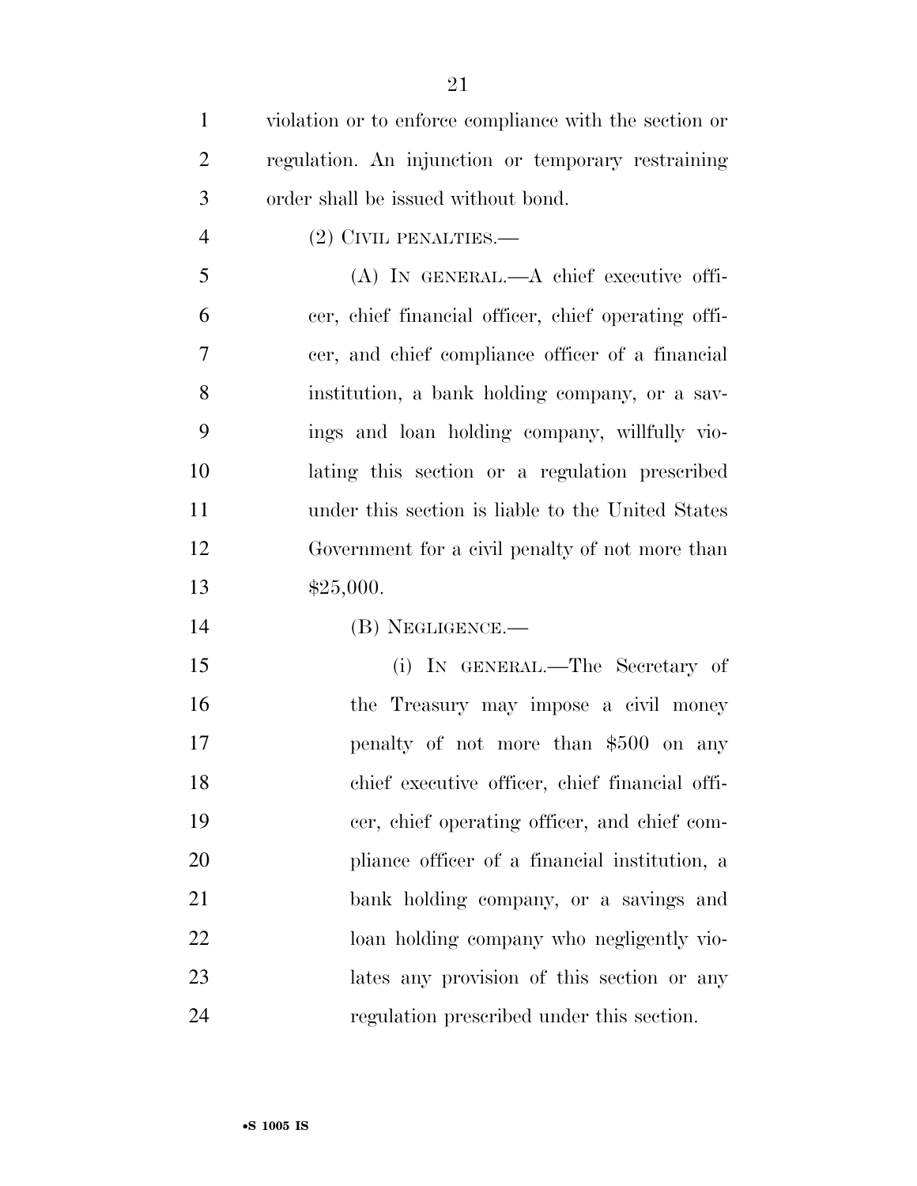violation or to enforce compliance with the section or regulation. An injunction or temporary restraining order shall be issued without bond.

(2) CIVIL PENALTIES.—

(A) IN GENERAL.—A chief executive officer, chief financial officer, chief operating officer, and chief compliance officer of a financial institution, a bank holding company, or a savings and loan holding company, willfully violating this section or a regulation prescribed under this section is liable to the United States Government for a civil penalty of not more than $25,000.

(B) NEGLIGENCE.—

(i) IN GENERAL.—The Secretary of the Treasury may impose a civil money penalty of not more than $500 on any chief executive officer, chief financial officer, chief operating officer, and chief compliance officer of a financial institution, a bank holding company, or a savings and loan holding company who negligently violates any provision of this section or any regulation prescribed under this section.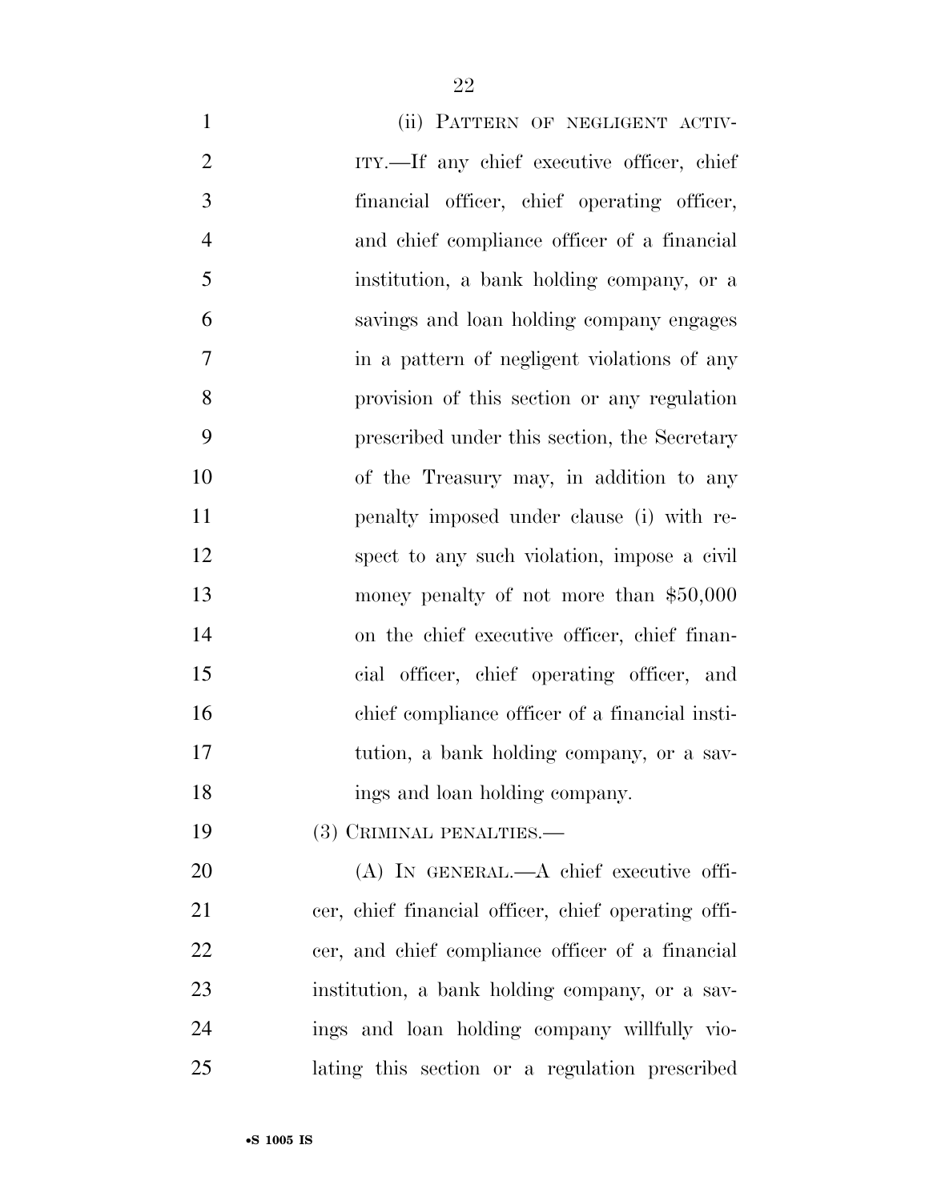(ii) PATTERN OF NEGLIGENT ACTIVITY.—If any chief executive officer, chief financial officer, chief operating officer, and chief compliance officer of a financial institution, a bank holding company, or a savings and loan holding company engages in a pattern of negligent violations of any provision of this section or any regulation prescribed under this section, the Secretary of the Treasury may, in addition to any penalty imposed under clause (i) with respect to any such violation, impose a civil money penalty of not more than $50,000 on the chief executive officer, chief financial officer, chief operating officer, and chief compliance officer of a financial institution, a bank holding company, or a savings and loan holding company.

(3) CRIMINAL PENALTIES.—

(A) IN GENERAL.—A chief executive officer, chief financial officer, chief operating officer, and chief compliance officer of a financial institution, a bank holding company, or a savings and loan holding company willfully violating this section or a regulation prescribed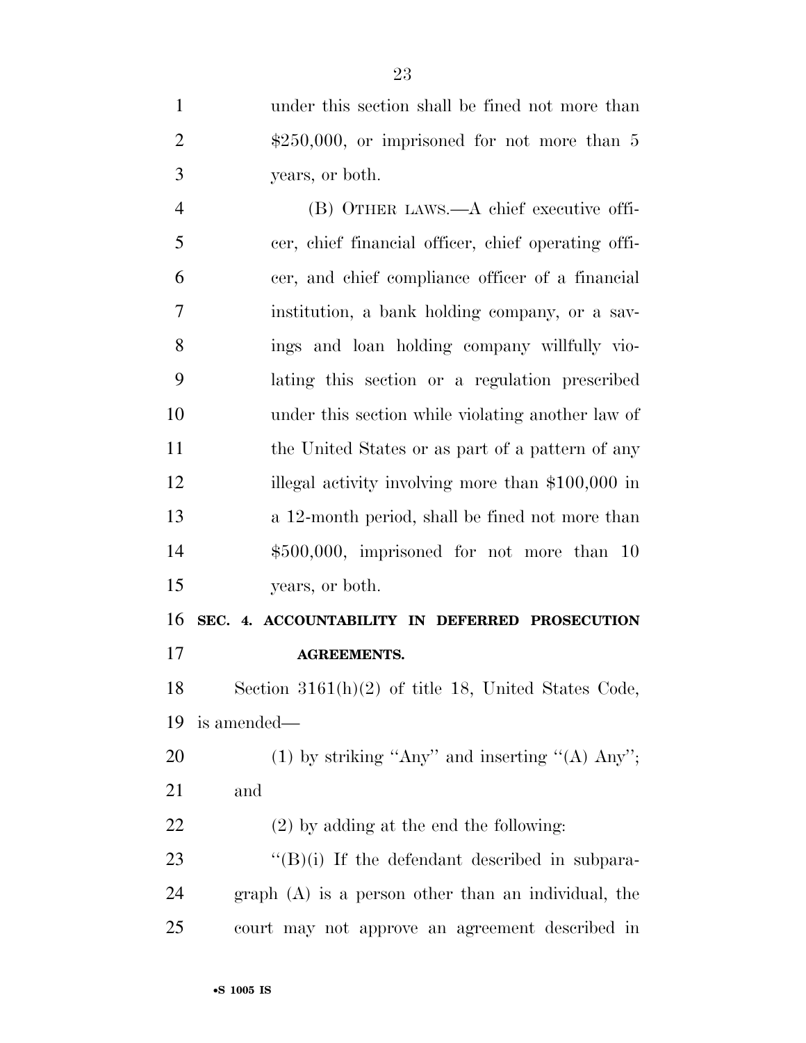under this section shall be fined not more than $250,000, or imprisoned for not more than 5 years, or both.

(B) OTHER LAWS.—A chief executive officer, chief financial officer, chief operating officer, and chief compliance officer of a financial institution, a bank holding company, or a savings and loan holding company willfully violating this section or a regulation prescribed under this section while violating another law of the United States or as part of a pattern of any illegal activity involving more than $100,000 in a 12-month period, shall be fined not more than $500,000, imprisoned for not more than 10 years, or both.

**SEC. 4. ACCOUNTABILITY IN DEFERRED PROSECUTION AGREEMENTS.**

Section 3161(h)(2) of title 18, United States Code, is amended—

(1) by striking "Any" and inserting "(A) Any"; and

(2) by adding at the end the following:

"(B)(i) If the defendant described in subparagraph (A) is a person other than an individual, the court may not approve an agreement described in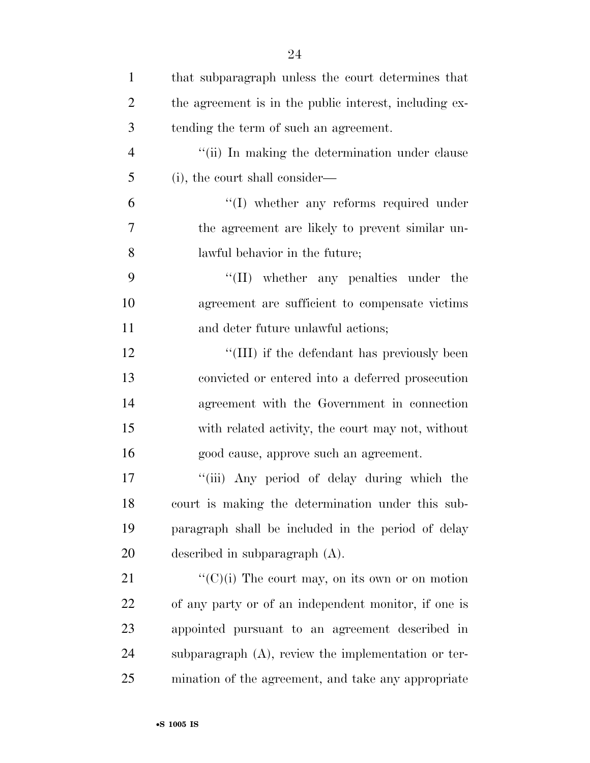that subparagraph unless the court determines that the agreement is in the public interest, including extending the term of such an agreement.

''(ii) In making the determination under clause (i), the court shall consider—

''(I) whether any reforms required under the agreement are likely to prevent similar unlawful behavior in the future;

''(II) whether any penalties under the agreement are sufficient to compensate victims and deter future unlawful actions;

''(III) if the defendant has previously been convicted or entered into a deferred prosecution agreement with the Government in connection with related activity, the court may not, without good cause, approve such an agreement.

''(iii) Any period of delay during which the court is making the determination under this subparagraph shall be included in the period of delay described in subparagraph (A).

''(C)(i) The court may, on its own or on motion of any party or of an independent monitor, if one is appointed pursuant to an agreement described in subparagraph (A), review the implementation or termination of the agreement, and take any appropriate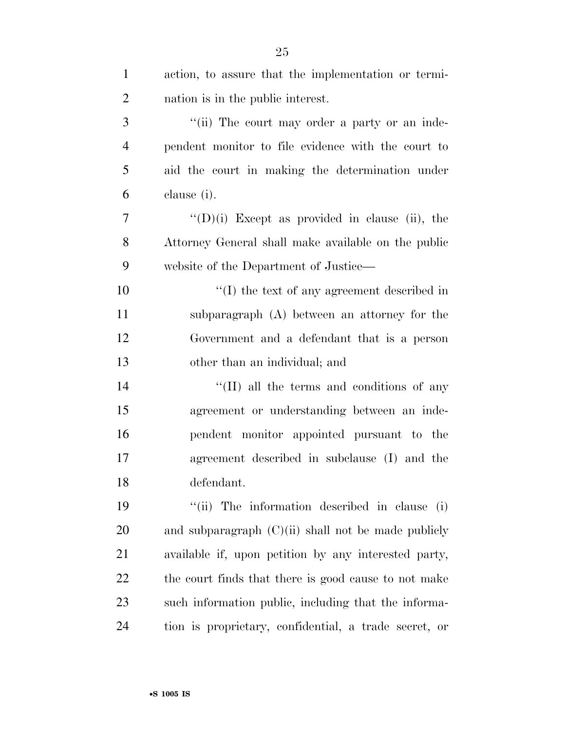action, to assure that the implementation or termination is in the public interest.

''(ii) The court may order a party or an independent monitor to file evidence with the court to aid the court in making the determination under clause (i).

''(D)(i) Except as provided in clause (ii), the Attorney General shall make available on the public website of the Department of Justice—

''(I) the text of any agreement described in subparagraph (A) between an attorney for the Government and a defendant that is a person other than an individual; and

''(II) all the terms and conditions of any agreement or understanding between an independent monitor appointed pursuant to the agreement described in subclause (I) and the defendant.

''(ii) The information described in clause (i) and subparagraph (C)(ii) shall not be made publicly available if, upon petition by any interested party, the court finds that there is good cause to not make such information public, including that the information is proprietary, confidential, a trade secret, or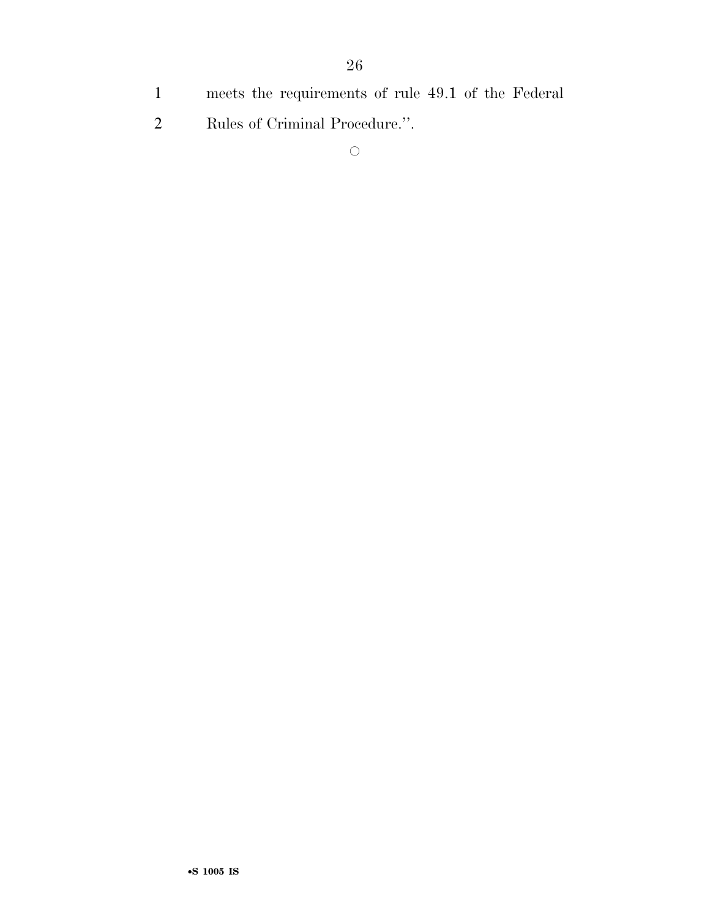meets the requirements of rule 49.1 of the Federal Rules of Criminal Procedure.''.

○